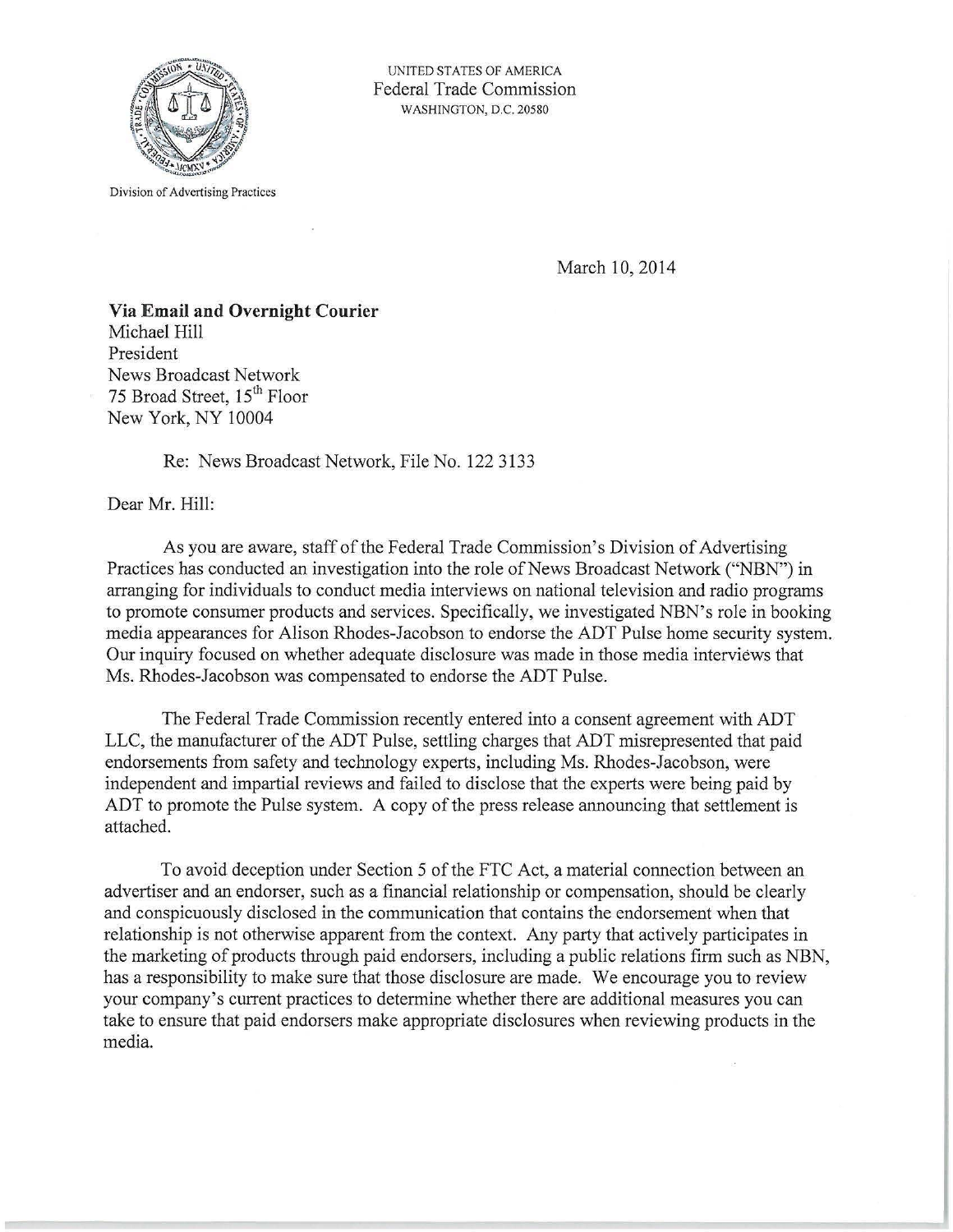UNITED STATES OF AMERICA
Federal Trade Commission
WASHINGTON, D.C. 20580

Division of Advertising Practices

March 10, 2014

**Via Email and Overnight Courier**
Michael Hill
President
News Broadcast Network
75 Broad Street, 15th Floor
New York, NY 10004

Re: News Broadcast Network, File No. 122 3133

Dear Mr. Hill:

As you are aware, staff of the Federal Trade Commission's Division of Advertising Practices has conducted an investigation into the role of News Broadcast Network ("NBN") in arranging for individuals to conduct media interviews on national television and radio programs to promote consumer products and services. Specifically, we investigated NBN's role in booking media appearances for Alison Rhodes-Jacobson to endorse the ADT Pulse home security system. Our inquiry focused on whether adequate disclosure was made in those media interviews that Ms. Rhodes-Jacobson was compensated to endorse the ADT Pulse.

The Federal Trade Commission recently entered into a consent agreement with ADT LLC, the manufacturer of the ADT Pulse, settling charges that ADT misrepresented that paid endorsements from safety and technology experts, including Ms. Rhodes-Jacobson, were independent and impartial reviews and failed to disclose that the experts were being paid by ADT to promote the Pulse system. A copy of the press release announcing that settlement is attached.

To avoid deception under Section 5 of the FTC Act, a material connection between an advertiser and an endorser, such as a financial relationship or compensation, should be clearly and conspicuously disclosed in the communication that contains the endorsement when that relationship is not otherwise apparent from the context. Any party that actively participates in the marketing of products through paid endorsers, including a public relations firm such as NBN, has a responsibility to make sure that those disclosure are made. We encourage you to review your company's current practices to determine whether there are additional measures you can take to ensure that paid endorsers make appropriate disclosures when reviewing products in the media.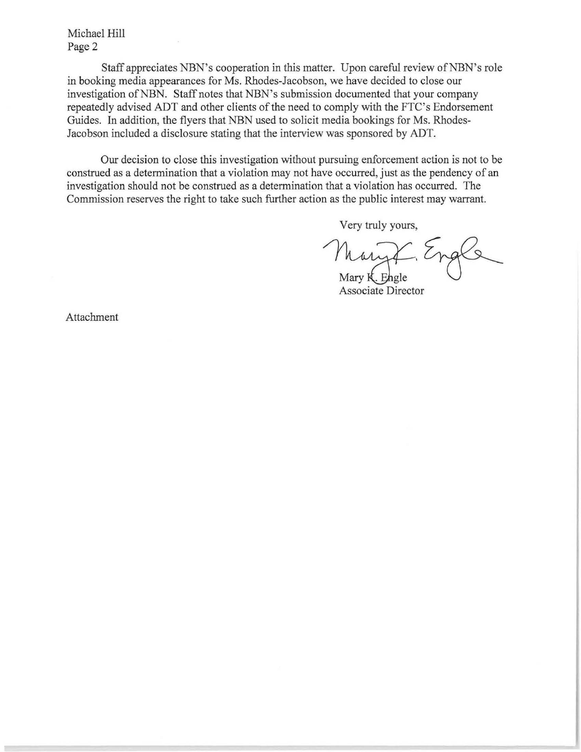Staff appreciates NBN's cooperation in this matter. Upon careful review of NBN's role in booking media appearances for Ms. Rhodes-Jacobson, we have decided to close our investigation of NBN. Staff notes that NBN's submission documented that your company repeatedly advised ADT and other clients of the need to comply with the FTC's Endorsement Guides. In addition, the flyers that NBN used to solicit media bookings for Ms. Rhodes-Jacobson included a disclosure stating that the interview was sponsored by ADT.

Our decision to close this investigation without pursuing enforcement action is not to be construed as a determination that a violation may not have occurred, just as the pendency of an investigation should not be construed as a determination that a violation has occurred. The Commission reserves the right to take such further action as the public interest may warrant.

Very truly yours,

Mary K. Engle
Associate Director

Attachment